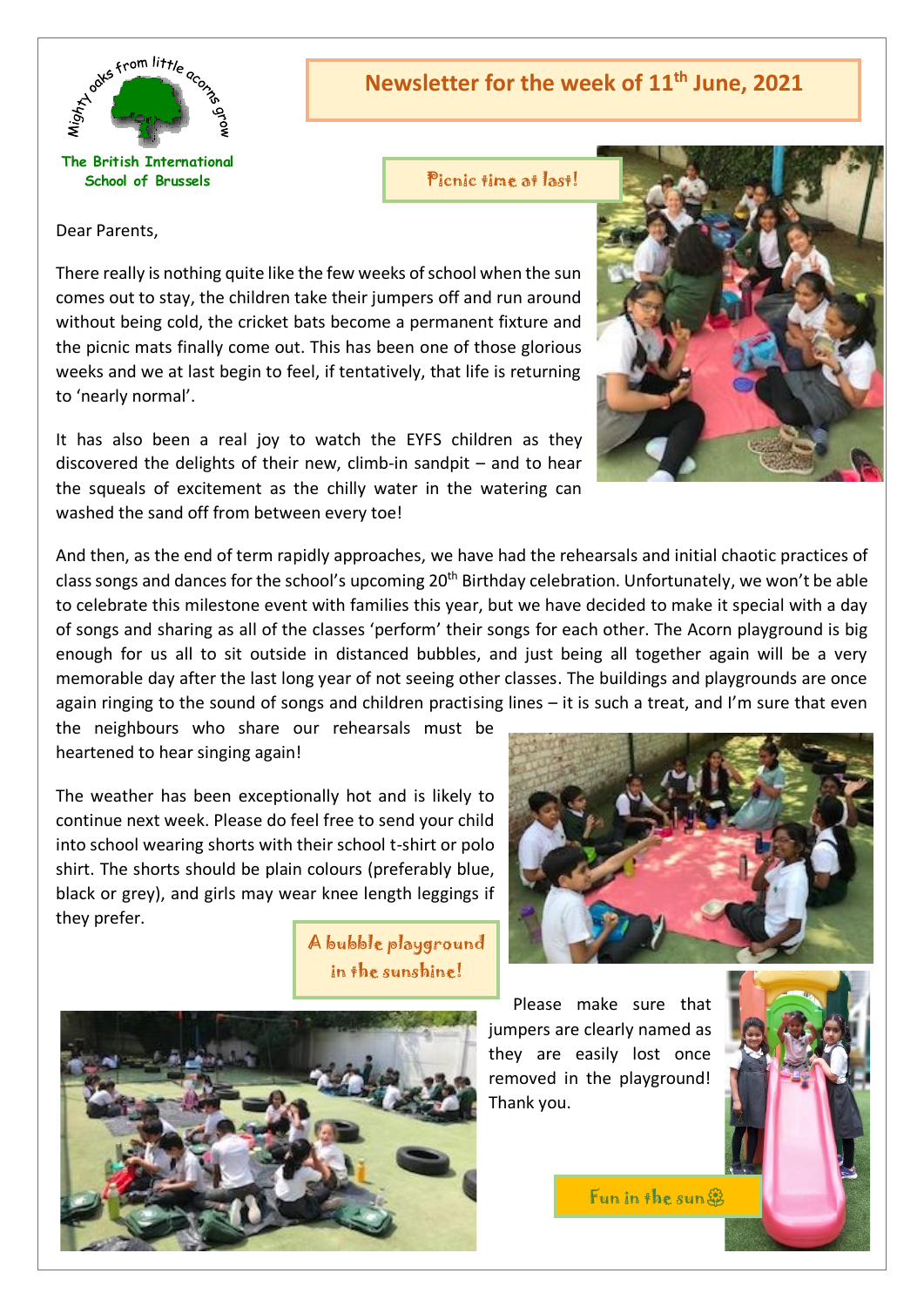Mighty oaks from little acorns grow

The British International School of Brussels

# Newsletter for the week of 11th June, 2021

Picnic time at last!

Dear Parents,

There really is nothing quite like the few weeks of school when the sun comes out to stay, the children take their jumpers off and run around without being cold, the cricket bats become a permanent fixture and the picnic mats finally come out. This has been one of those glorious weeks and we at last begin to feel, if tentatively, that life is returning to 'nearly normal'.

It has also been a real joy to watch the EYFS children as they discovered the delights of their new, climb-in sandpit – and to hear the squeals of excitement as the chilly water in the watering can washed the sand off from between every toe!

And then, as the end of term rapidly approaches, we have had the rehearsals and initial chaotic practices of class songs and dances for the school's upcoming 20th Birthday celebration. Unfortunately, we won't be able to celebrate this milestone event with families this year, but we have decided to make it special with a day of songs and sharing as all of the classes 'perform' their songs for each other. The Acorn playground is big enough for us all to sit outside in distanced bubbles, and just being all together again will be a very memorable day after the last long year of not seeing other classes. The buildings and playgrounds are once again ringing to the sound of songs and children practising lines – it is such a treat, and I'm sure that even the neighbours who share our rehearsals must be heartened to hear singing again!

The weather has been exceptionally hot and is likely to continue next week. Please do feel free to send your child into school wearing shorts with their school t-shirt or polo shirt. The shorts should be plain colours (preferably blue, black or grey), and girls may wear knee length leggings if they prefer.

A bubble playground in the sunshine!

Please make sure that jumpers are clearly named as they are easily lost once removed in the playground! Thank you.

Fun in the sun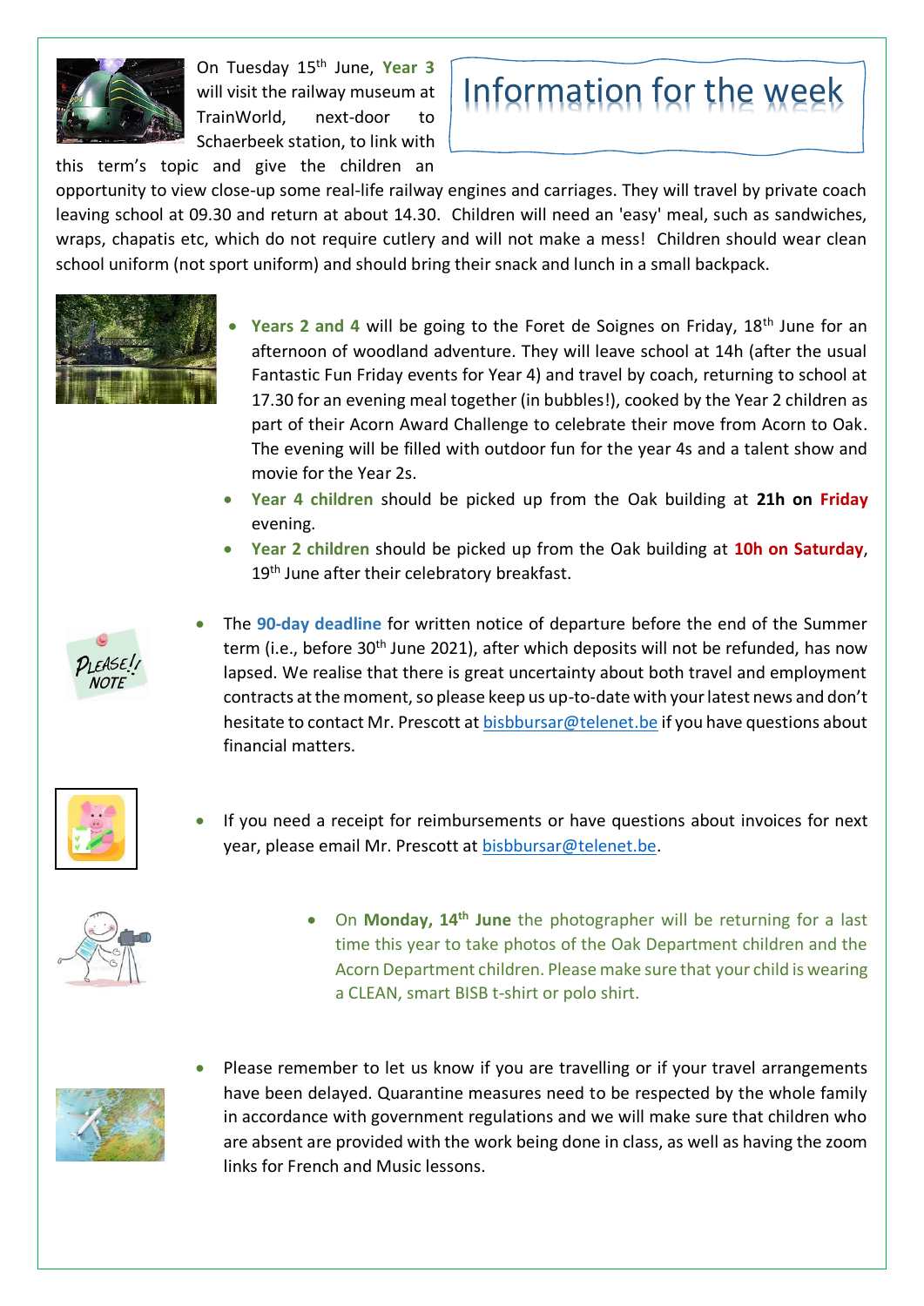# Information for the week

On Tuesday 15th June, **Year 3** will visit the railway museum at TrainWorld, next-door to Schaerbeek station, to link with this term's topic and give the children an opportunity to view close-up some real-life railway engines and carriages. They will travel by private coach leaving school at 09.30 and return at about 14.30. Children will need an 'easy' meal, such as sandwiches, wraps, chapatis etc, which do not require cutlery and will not make a mess! Children should wear clean school uniform (not sport uniform) and should bring their snack and lunch in a small backpack.

- **Years 2 and 4** will be going to the Foret de Soignes on Friday, 18th June for an afternoon of woodland adventure. They will leave school at 14h (after the usual Fantastic Fun Friday events for Year 4) and travel by coach, returning to school at 17.30 for an evening meal together (in bubbles!), cooked by the Year 2 children as part of their Acorn Award Challenge to celebrate their move from Acorn to Oak. The evening will be filled with outdoor fun for the year 4s and a talent show and movie for the Year 2s.
- **Year 4 children** should be picked up from the Oak building at **21h on Friday** evening.
- **Year 2 children** should be picked up from the Oak building at **10h on Saturday**, 19th June after their celebratory breakfast.

- The **90-day deadline** for written notice of departure before the end of the Summer term (i.e., before 30th June 2021), after which deposits will not be refunded, has now lapsed. We realise that there is great uncertainty about both travel and employment contracts at the moment, so please keep us up-to-date with your latest news and don't hesitate to contact Mr. Prescott at bisbbursar@telenet.be if you have questions about financial matters.

- If you need a receipt for reimbursements or have questions about invoices for next year, please email Mr. Prescott at bisbbursar@telenet.be.

- On **Monday, 14th June** the photographer will be returning for a last time this year to take photos of the Oak Department children and the Acorn Department children. Please make sure that your child is wearing a CLEAN, smart BISB t-shirt or polo shirt.

- Please remember to let us know if you are travelling or if your travel arrangements have been delayed. Quarantine measures need to be respected by the whole family in accordance with government regulations and we will make sure that children who are absent are provided with the work being done in class, as well as having the zoom links for French and Music lessons.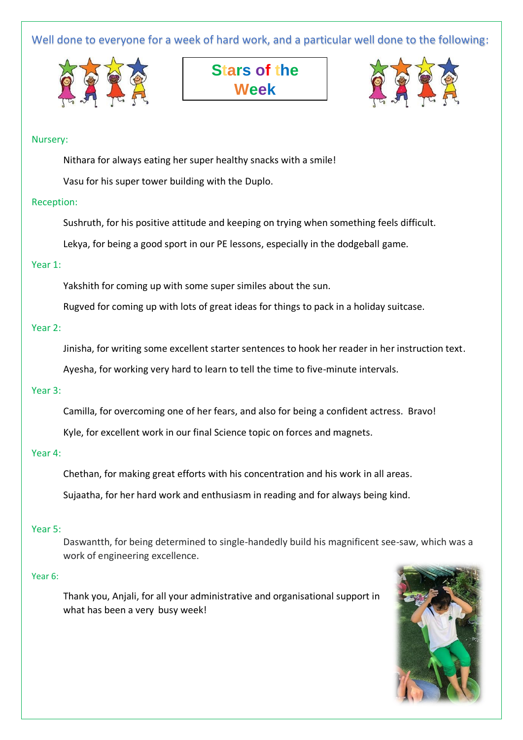Well done to everyone for a week of hard work, and a particular well done to the following:

# Stars of the Week

Nursery:

Nithara for always eating her super healthy snacks with a smile!

Vasu for his super tower building with the Duplo.

Reception:

Sushruth, for his positive attitude and keeping on trying when something feels difficult.

Lekya, for being a good sport in our PE lessons, especially in the dodgeball game.

Year 1:

Yakshith for coming up with some super similes about the sun.

Rugved for coming up with lots of great ideas for things to pack in a holiday suitcase.

Year 2:

Jinisha, for writing some excellent starter sentences to hook her reader in her instruction text.

Ayesha, for working very hard to learn to tell the time to five-minute intervals.

Year 3:

Camilla, for overcoming one of her fears, and also for being a confident actress. Bravo!

Kyle, for excellent work in our final Science topic on forces and magnets.

Year 4:

Chethan, for making great efforts with his concentration and his work in all areas.

Sujaatha, for her hard work and enthusiasm in reading and for always being kind.

Year 5:

Daswantth, for being determined to single-handedly build his magnificent see-saw, which was a work of engineering excellence.

Year 6:

Thank you, Anjali, for all your administrative and organisational support in what has been a very busy week!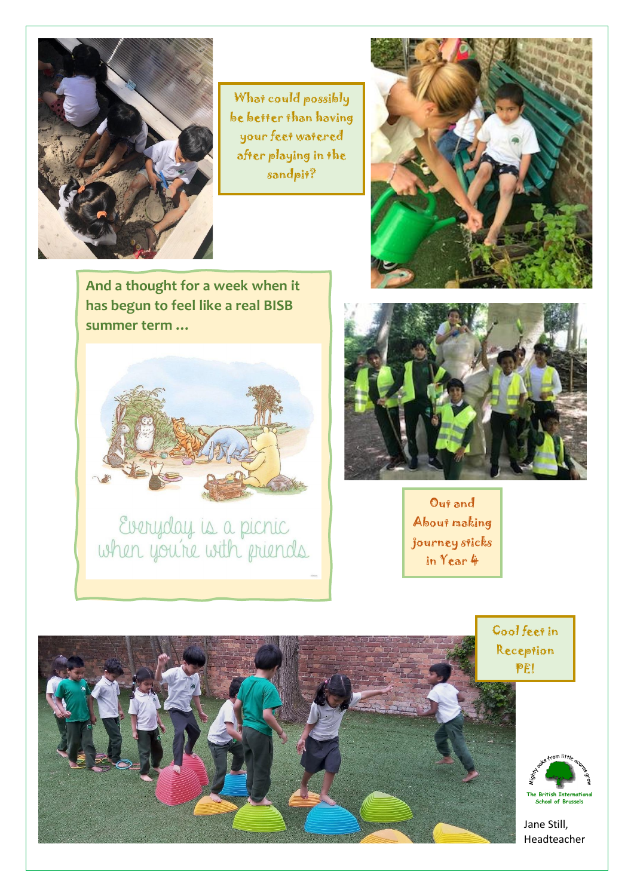What could possibly be better than having your feet watered after playing in the sandpit?

**And a thought for a week when it has begun to feel like a real BISB summer term …**

Everyday is a picnic when you're with friends

Out and About making journey sticks in Year 4

Cool feet in Reception PE!

Mighty oaks from little acorns grow

The British International School of Brussels

Jane Still,
Headteacher